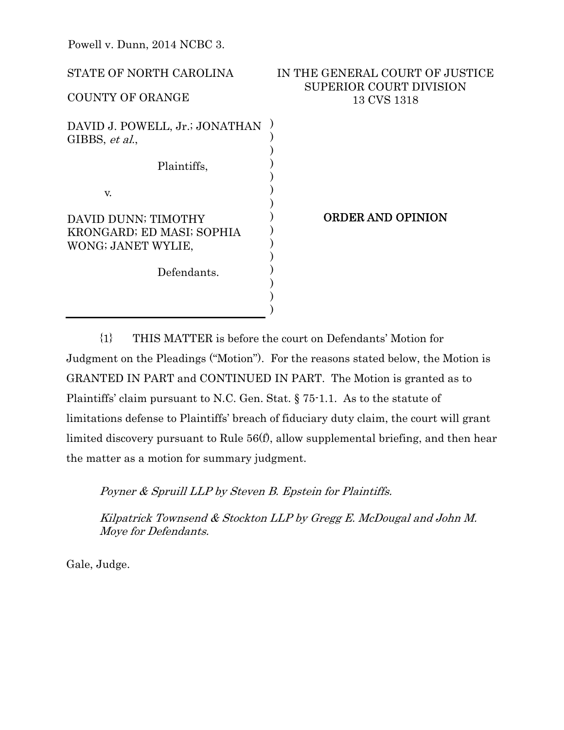Powell v. Dunn, 2014 NCBC 3.

STATE OF NORTH CAROLINA

COUNTY OF ORANGE

IN THE GENERAL COURT OF JUSTICE
SUPERIOR COURT DIVISION
13 CVS 1318

DAVID J. POWELL, Jr.; JONATHAN GIBBS, *et al.*,

Plaintiffs,

v.

DAVID DUNN; TIMOTHY KRONGARD; ED MASI; SOPHIA WONG; JANET WYLIE,

Defendants.

**ORDER AND OPINION**

{1} THIS MATTER is before the court on Defendants' Motion for Judgment on the Pleadings ("Motion"). For the reasons stated below, the Motion is GRANTED IN PART and CONTINUED IN PART. The Motion is granted as to Plaintiffs' claim pursuant to N.C. Gen. Stat. § 75-1.1. As to the statute of limitations defense to Plaintiffs' breach of fiduciary duty claim, the court will grant limited discovery pursuant to Rule 56(f), allow supplemental briefing, and then hear the matter as a motion for summary judgment.

*Poyner & Spruill LLP by Steven B. Epstein for Plaintiffs.*

*Kilpatrick Townsend & Stockton LLP by Gregg E. McDougal and John M. Moye for Defendants.*

Gale, Judge.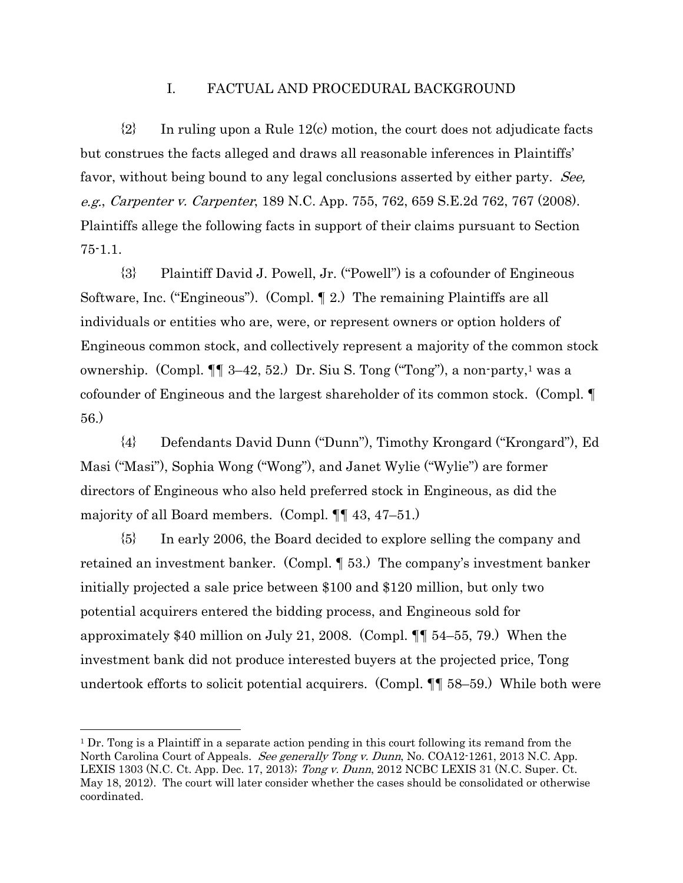## I. FACTUAL AND PROCEDURAL BACKGROUND

{2} In ruling upon a Rule 12(c) motion, the court does not adjudicate facts but construes the facts alleged and draws all reasonable inferences in Plaintiffs' favor, without being bound to any legal conclusions asserted by either party. *See, e.g.*, *Carpenter v. Carpenter*, 189 N.C. App. 755, 762, 659 S.E.2d 762, 767 (2008). Plaintiffs allege the following facts in support of their claims pursuant to Section 75-1.1.

{3} Plaintiff David J. Powell, Jr. ("Powell") is a cofounder of Engineous Software, Inc. ("Engineous"). (Compl. ¶ 2.) The remaining Plaintiffs are all individuals or entities who are, were, or represent owners or option holders of Engineous common stock, and collectively represent a majority of the common stock ownership. (Compl. ¶¶ 3–42, 52.) Dr. Siu S. Tong ("Tong"), a non-party,[1] was a cofounder of Engineous and the largest shareholder of its common stock. (Compl. ¶ 56.)

{4} Defendants David Dunn ("Dunn"), Timothy Krongard ("Krongard"), Ed Masi ("Masi"), Sophia Wong ("Wong"), and Janet Wylie ("Wylie") are former directors of Engineous who also held preferred stock in Engineous, as did the majority of all Board members. (Compl. ¶¶ 43, 47–51.)

{5} In early 2006, the Board decided to explore selling the company and retained an investment banker. (Compl. ¶ 53.) The company's investment banker initially projected a sale price between \$100 and \$120 million, but only two potential acquirers entered the bidding process, and Engineous sold for approximately \$40 million on July 21, 2008. (Compl. ¶¶ 54–55, 79.) When the investment bank did not produce interested buyers at the projected price, Tong undertook efforts to solicit potential acquirers. (Compl. ¶¶ 58–59.) While both were

---

[1] Dr. Tong is a Plaintiff in a separate action pending in this court following its remand from the North Carolina Court of Appeals. *See generally Tong v. Dunn*, No. COA12-1261, 2013 N.C. App. LEXIS 1303 (N.C. Ct. App. Dec. 17, 2013); *Tong v. Dunn*, 2012 NCBC LEXIS 31 (N.C. Super. Ct. May 18, 2012). The court will later consider whether the cases should be consolidated or otherwise coordinated.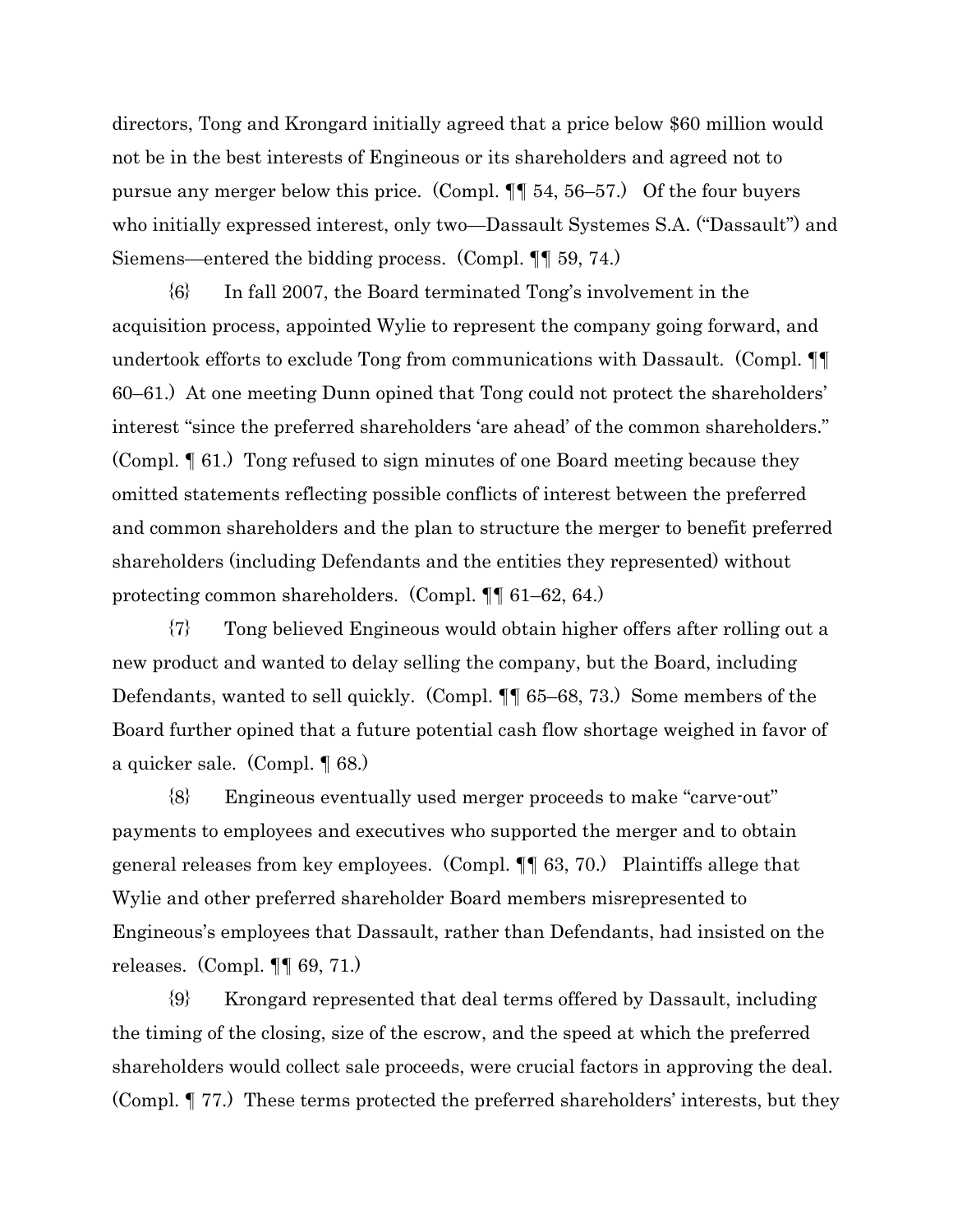directors, Tong and Krongard initially agreed that a price below $60 million would not be in the best interests of Engineous or its shareholders and agreed not to pursue any merger below this price. (Compl. ¶¶ 54, 56–57.) Of the four buyers who initially expressed interest, only two—Dassault Systemes S.A. ("Dassault") and Siemens—entered the bidding process. (Compl. ¶¶ 59, 74.)

{6} In fall 2007, the Board terminated Tong's involvement in the acquisition process, appointed Wylie to represent the company going forward, and undertook efforts to exclude Tong from communications with Dassault. (Compl. ¶¶ 60–61.) At one meeting Dunn opined that Tong could not protect the shareholders' interest "since the preferred shareholders 'are ahead' of the common shareholders." (Compl. ¶ 61.) Tong refused to sign minutes of one Board meeting because they omitted statements reflecting possible conflicts of interest between the preferred and common shareholders and the plan to structure the merger to benefit preferred shareholders (including Defendants and the entities they represented) without protecting common shareholders. (Compl. ¶¶ 61–62, 64.)

{7} Tong believed Engineous would obtain higher offers after rolling out a new product and wanted to delay selling the company, but the Board, including Defendants, wanted to sell quickly. (Compl. ¶¶ 65–68, 73.) Some members of the Board further opined that a future potential cash flow shortage weighed in favor of a quicker sale. (Compl. ¶ 68.)

{8} Engineous eventually used merger proceeds to make "carve-out" payments to employees and executives who supported the merger and to obtain general releases from key employees. (Compl. ¶¶ 63, 70.) Plaintiffs allege that Wylie and other preferred shareholder Board members misrepresented to Engineous's employees that Dassault, rather than Defendants, had insisted on the releases. (Compl. ¶¶ 69, 71.)

{9} Krongard represented that deal terms offered by Dassault, including the timing of the closing, size of the escrow, and the speed at which the preferred shareholders would collect sale proceeds, were crucial factors in approving the deal. (Compl. ¶ 77.) These terms protected the preferred shareholders' interests, but they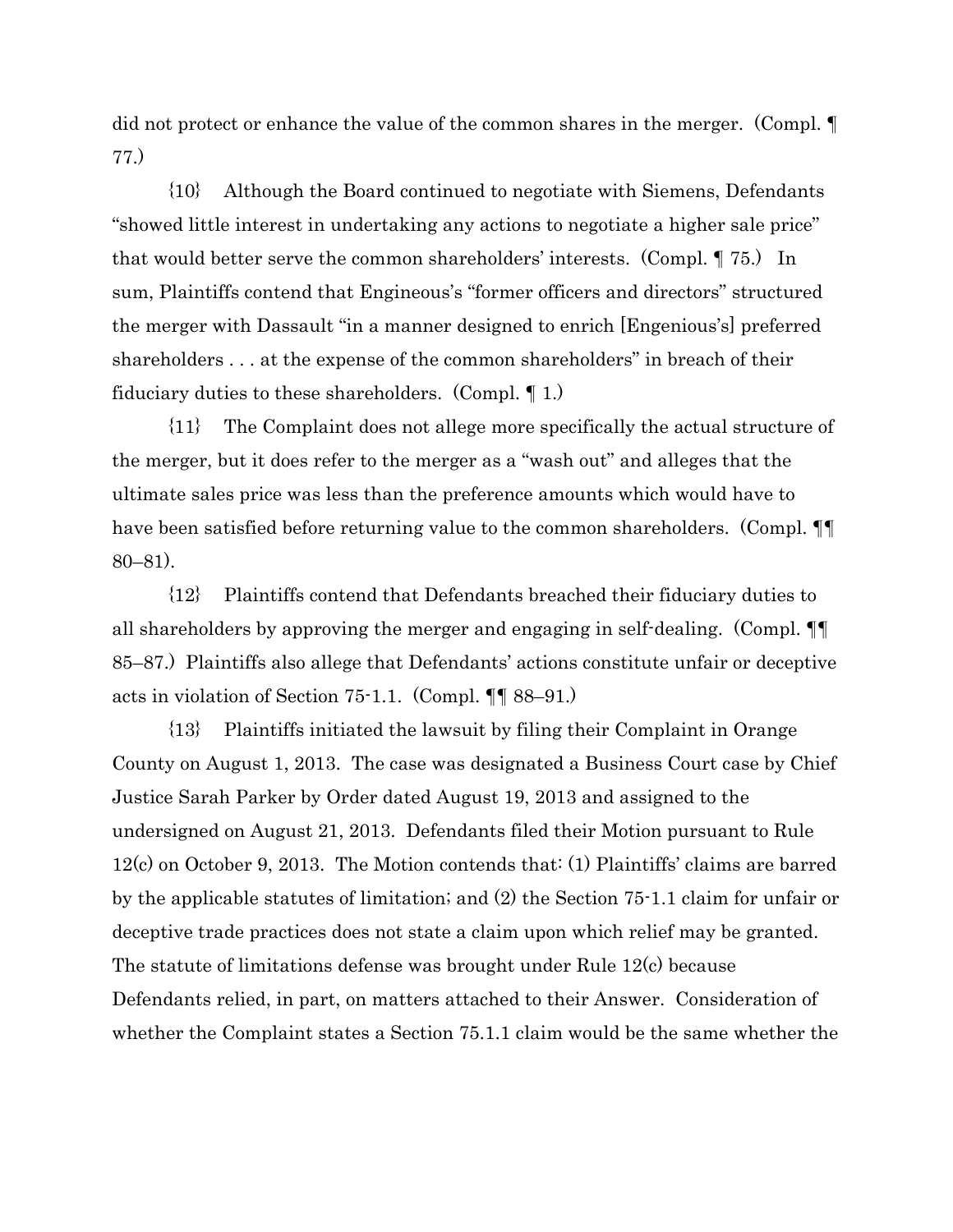did not protect or enhance the value of the common shares in the merger. (Compl. ¶ 77.)

{10} Although the Board continued to negotiate with Siemens, Defendants "showed little interest in undertaking any actions to negotiate a higher sale price" that would better serve the common shareholders' interests. (Compl. ¶ 75.) In sum, Plaintiffs contend that Engineous's "former officers and directors" structured the merger with Dassault "in a manner designed to enrich [Engenious's] preferred shareholders . . . at the expense of the common shareholders" in breach of their fiduciary duties to these shareholders. (Compl. ¶ 1.)

{11} The Complaint does not allege more specifically the actual structure of the merger, but it does refer to the merger as a "wash out" and alleges that the ultimate sales price was less than the preference amounts which would have to have been satisfied before returning value to the common shareholders. (Compl. ¶¶ 80–81).

{12} Plaintiffs contend that Defendants breached their fiduciary duties to all shareholders by approving the merger and engaging in self-dealing. (Compl. ¶¶ 85–87.) Plaintiffs also allege that Defendants' actions constitute unfair or deceptive acts in violation of Section 75-1.1. (Compl. ¶¶ 88–91.)

{13} Plaintiffs initiated the lawsuit by filing their Complaint in Orange County on August 1, 2013. The case was designated a Business Court case by Chief Justice Sarah Parker by Order dated August 19, 2013 and assigned to the undersigned on August 21, 2013. Defendants filed their Motion pursuant to Rule 12(c) on October 9, 2013. The Motion contends that: (1) Plaintiffs' claims are barred by the applicable statutes of limitation; and (2) the Section 75-1.1 claim for unfair or deceptive trade practices does not state a claim upon which relief may be granted. The statute of limitations defense was brought under Rule 12(c) because Defendants relied, in part, on matters attached to their Answer. Consideration of whether the Complaint states a Section 75.1.1 claim would be the same whether the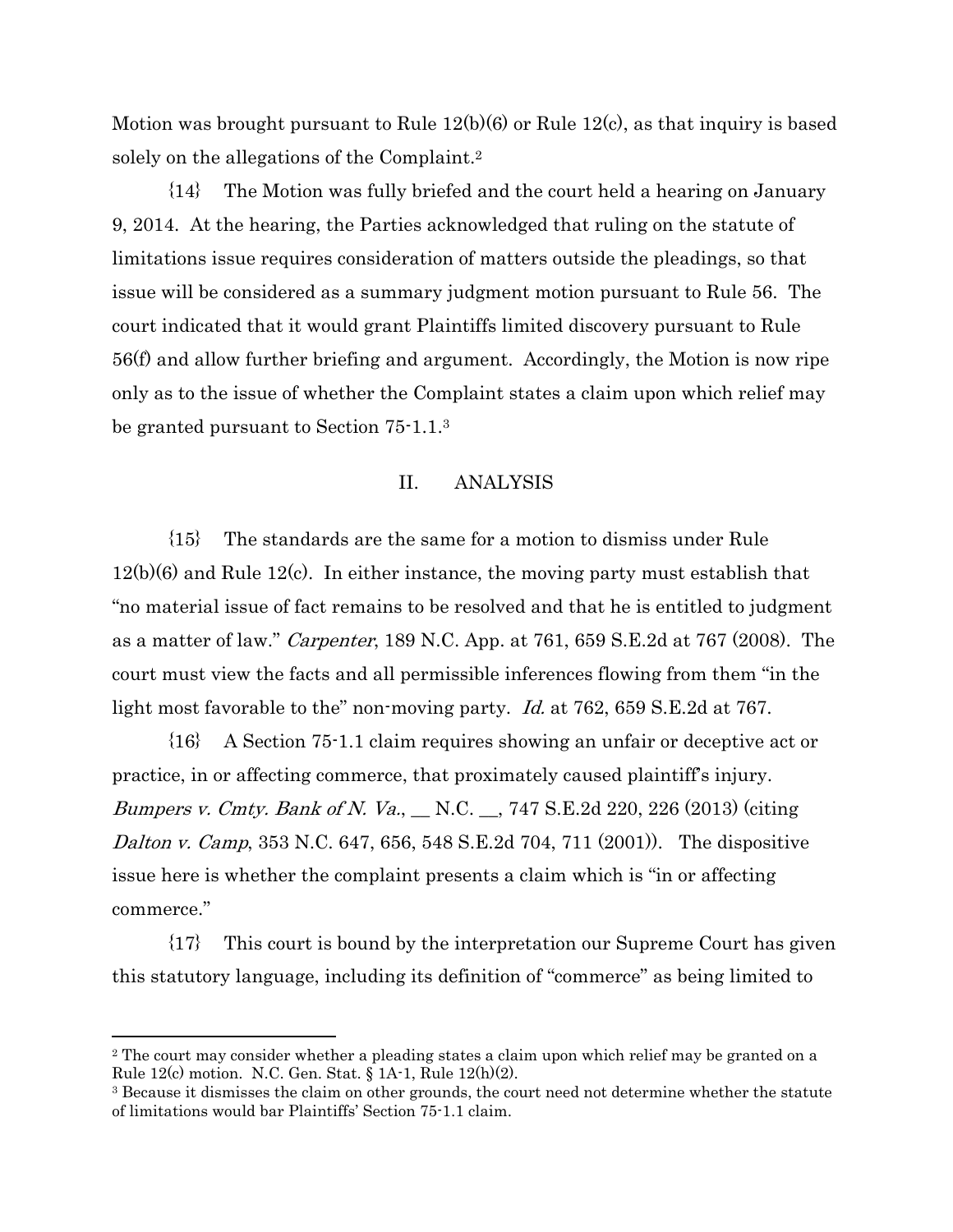Motion was brought pursuant to Rule 12(b)(6) or Rule 12(c), as that inquiry is based solely on the allegations of the Complaint.[2]

{14} The Motion was fully briefed and the court held a hearing on January 9, 2014. At the hearing, the Parties acknowledged that ruling on the statute of limitations issue requires consideration of matters outside the pleadings, so that issue will be considered as a summary judgment motion pursuant to Rule 56. The court indicated that it would grant Plaintiffs limited discovery pursuant to Rule 56(f) and allow further briefing and argument. Accordingly, the Motion is now ripe only as to the issue of whether the Complaint states a claim upon which relief may be granted pursuant to Section 75-1.1.[3]

## II. ANALYSIS

{15} The standards are the same for a motion to dismiss under Rule 12(b)(6) and Rule 12(c). In either instance, the moving party must establish that "no material issue of fact remains to be resolved and that he is entitled to judgment as a matter of law." *Carpenter*, 189 N.C. App. at 761, 659 S.E.2d at 767 (2008). The court must view the facts and all permissible inferences flowing from them "in the light most favorable to the" non-moving party. *Id.* at 762, 659 S.E.2d at 767.

{16} A Section 75-1.1 claim requires showing an unfair or deceptive act or practice, in or affecting commerce, that proximately caused plaintiff's injury. *Bumpers v. Cmty. Bank of N. Va.*, __ N.C. __, 747 S.E.2d 220, 226 (2013) (citing *Dalton v. Camp*, 353 N.C. 647, 656, 548 S.E.2d 704, 711 (2001)). The dispositive issue here is whether the complaint presents a claim which is "in or affecting commerce."

{17} This court is bound by the interpretation our Supreme Court has given this statutory language, including its definition of "commerce" as being limited to

---

[2] The court may consider whether a pleading states a claim upon which relief may be granted on a Rule 12(c) motion. N.C. Gen. Stat. § 1A-1, Rule 12(h)(2).

[3] Because it dismisses the claim on other grounds, the court need not determine whether the statute of limitations would bar Plaintiffs' Section 75-1.1 claim.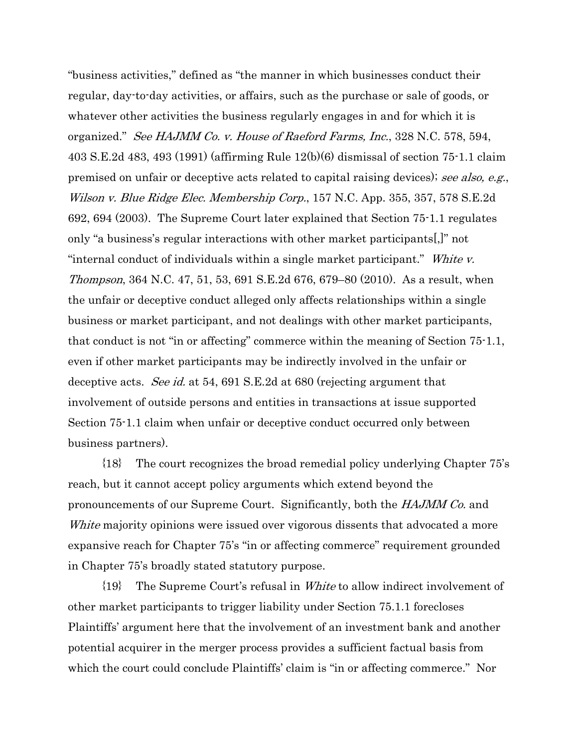"business activities," defined as "the manner in which businesses conduct their regular, day-to-day activities, or affairs, such as the purchase or sale of goods, or whatever other activities the business regularly engages in and for which it is organized." *See HAJMM Co. v. House of Raeford Farms, Inc.*, 328 N.C. 578, 594, 403 S.E.2d 483, 493 (1991) (affirming Rule 12(b)(6) dismissal of section 75-1.1 claim premised on unfair or deceptive acts related to capital raising devices); *see also, e.g.*, *Wilson v. Blue Ridge Elec. Membership Corp.*, 157 N.C. App. 355, 357, 578 S.E.2d 692, 694 (2003). The Supreme Court later explained that Section 75-1.1 regulates only "a business's regular interactions with other market participants[,]" not "internal conduct of individuals within a single market participant." *White v. Thompson*, 364 N.C. 47, 51, 53, 691 S.E.2d 676, 679–80 (2010). As a result, when the unfair or deceptive conduct alleged only affects relationships within a single business or market participant, and not dealings with other market participants, that conduct is not "in or affecting" commerce within the meaning of Section 75-1.1, even if other market participants may be indirectly involved in the unfair or deceptive acts. *See id.* at 54, 691 S.E.2d at 680 (rejecting argument that involvement of outside persons and entities in transactions at issue supported Section 75-1.1 claim when unfair or deceptive conduct occurred only between business partners).

{18} The court recognizes the broad remedial policy underlying Chapter 75's reach, but it cannot accept policy arguments which extend beyond the pronouncements of our Supreme Court. Significantly, both the *HAJMM Co.* and *White* majority opinions were issued over vigorous dissents that advocated a more expansive reach for Chapter 75's "in or affecting commerce" requirement grounded in Chapter 75's broadly stated statutory purpose.

{19} The Supreme Court's refusal in *White* to allow indirect involvement of other market participants to trigger liability under Section 75.1.1 forecloses Plaintiffs' argument here that the involvement of an investment bank and another potential acquirer in the merger process provides a sufficient factual basis from which the court could conclude Plaintiffs' claim is "in or affecting commerce." Nor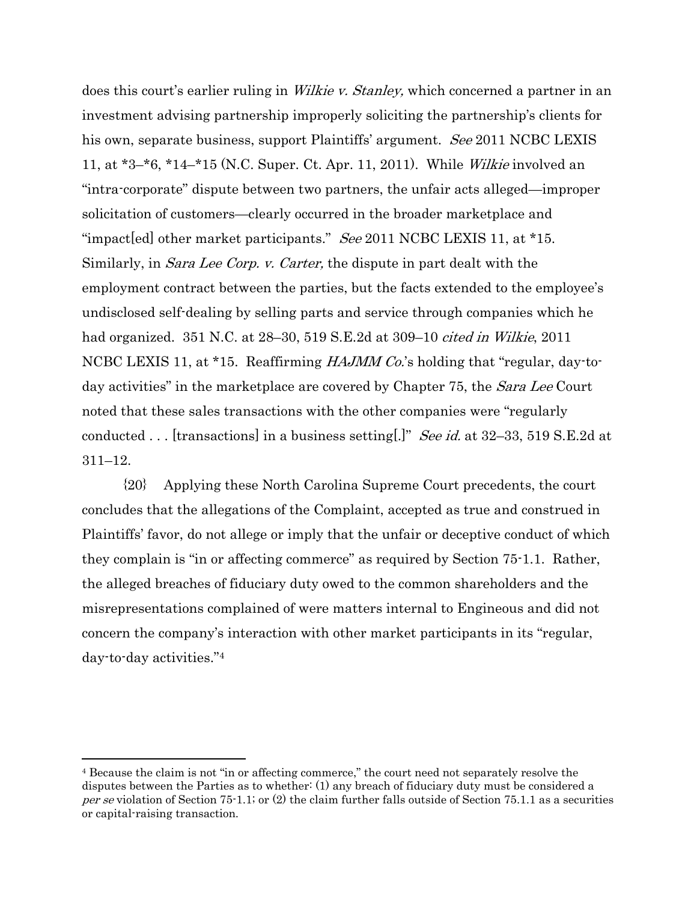does this court's earlier ruling in *Wilkie v. Stanley,* which concerned a partner in an investment advising partnership improperly soliciting the partnership's clients for his own, separate business, support Plaintiffs' argument. *See* 2011 NCBC LEXIS 11, at *3–*6, *14–*15 (N.C. Super. Ct. Apr. 11, 2011). While *Wilkie* involved an "intra-corporate" dispute between two partners, the unfair acts alleged—improper solicitation of customers—clearly occurred in the broader marketplace and "impact[ed] other market participants." *See* 2011 NCBC LEXIS 11, at *15. Similarly, in *Sara Lee Corp. v. Carter,* the dispute in part dealt with the employment contract between the parties, but the facts extended to the employee's undisclosed self-dealing by selling parts and service through companies which he had organized. 351 N.C. at 28–30, 519 S.E.2d at 309–10 *cited in Wilkie*, 2011 NCBC LEXIS 11, at *15. Reaffirming *HAJMM Co.*'s holding that "regular, day-to-day activities" in the marketplace are covered by Chapter 75, the *Sara Lee* Court noted that these sales transactions with the other companies were "regularly conducted . . . [transactions] in a business setting[.]" *See id.* at 32–33, 519 S.E.2d at 311–12.

{20} Applying these North Carolina Supreme Court precedents, the court concludes that the allegations of the Complaint, accepted as true and construed in Plaintiffs' favor, do not allege or imply that the unfair or deceptive conduct of which they complain is "in or affecting commerce" as required by Section 75-1.1. Rather, the alleged breaches of fiduciary duty owed to the common shareholders and the misrepresentations complained of were matters internal to Engineous and did not concern the company's interaction with other market participants in its "regular, day-to-day activities."[4]

---

[4] Because the claim is not "in or affecting commerce," the court need not separately resolve the disputes between the Parties as to whether: (1) any breach of fiduciary duty must be considered a *per se* violation of Section 75-1.1; or (2) the claim further falls outside of Section 75.1.1 as a securities or capital-raising transaction.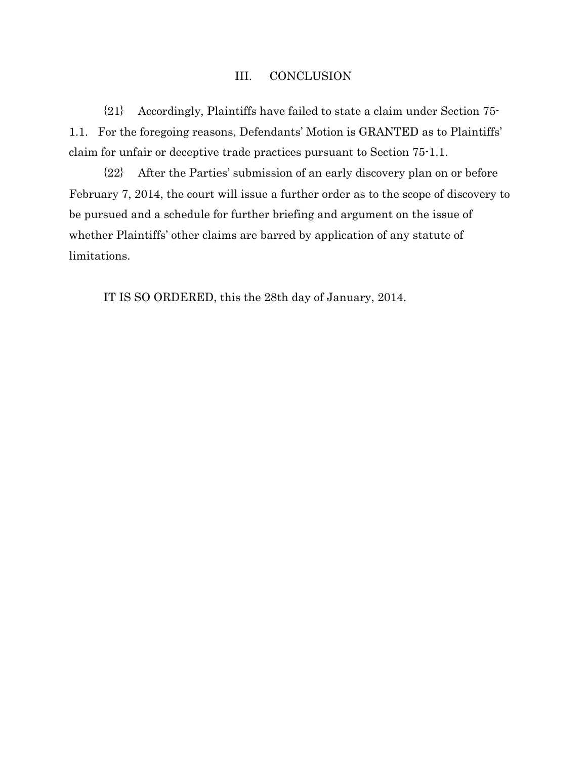## III. CONCLUSION

{21} Accordingly, Plaintiffs have failed to state a claim under Section 75-1.1. For the foregoing reasons, Defendants' Motion is GRANTED as to Plaintiffs' claim for unfair or deceptive trade practices pursuant to Section 75-1.1.

{22} After the Parties' submission of an early discovery plan on or before February 7, 2014, the court will issue a further order as to the scope of discovery to be pursued and a schedule for further briefing and argument on the issue of whether Plaintiffs' other claims are barred by application of any statute of limitations.

IT IS SO ORDERED, this the 28th day of January, 2014.